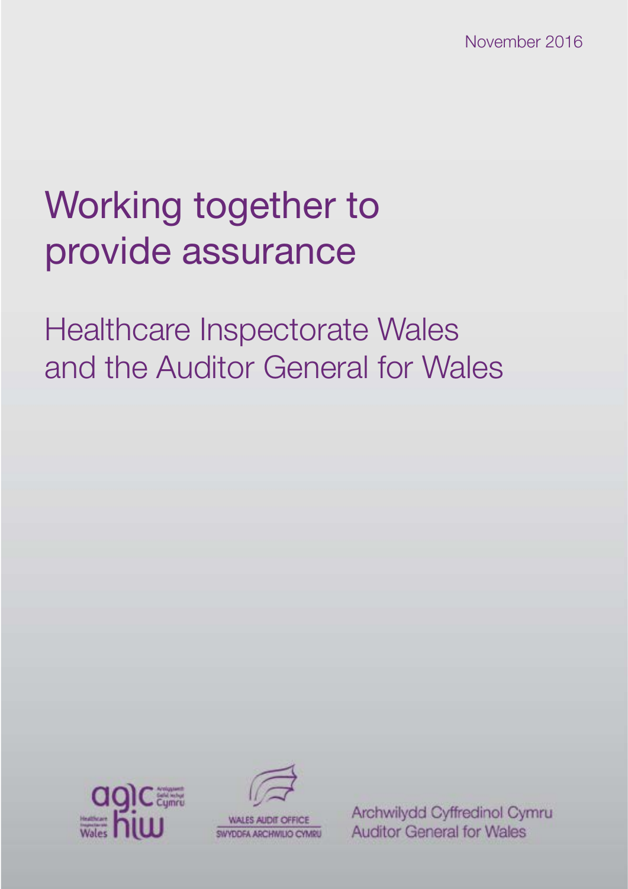November 2016

# Working together to provide assurance

## Healthcare Inspectorate Wales and the Auditor General for Wales

Archwilydd Cyffredinol Cymru
Auditor General for Wales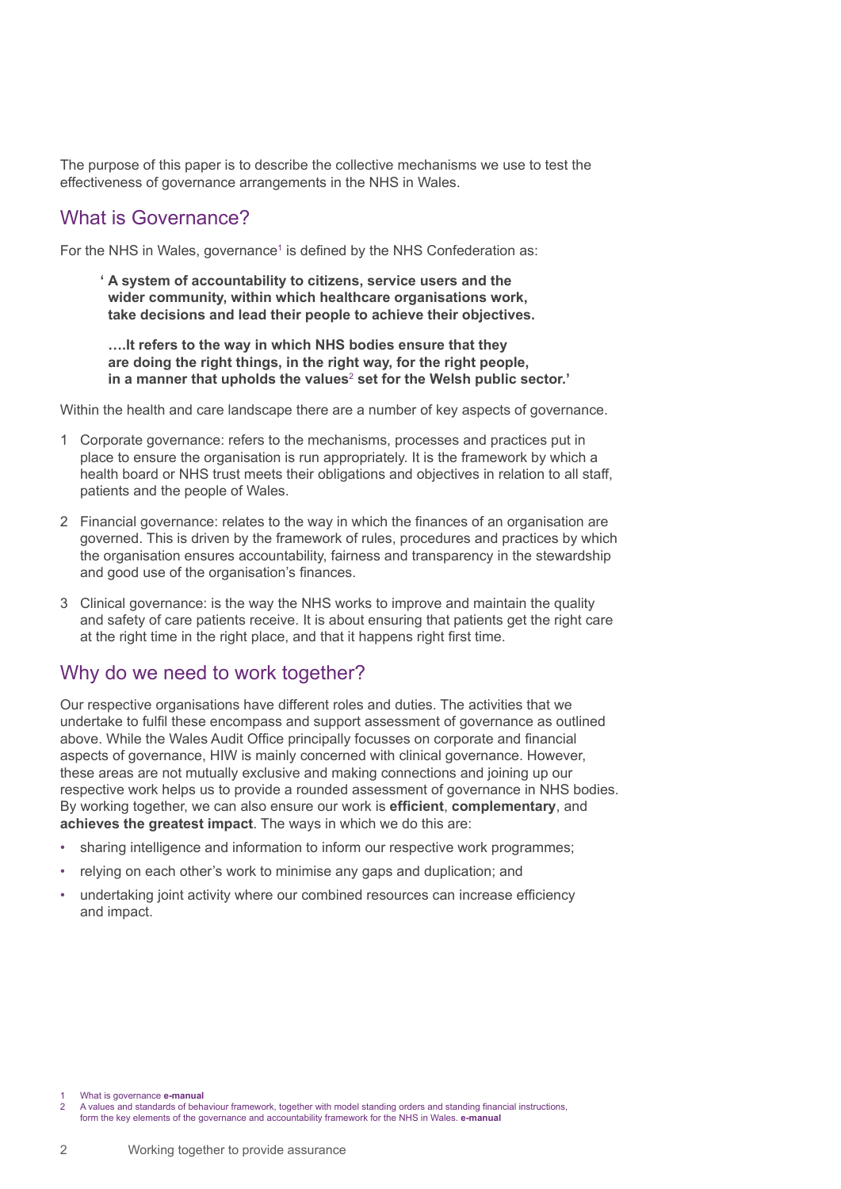The purpose of this paper is to describe the collective mechanisms we use to test the effectiveness of governance arrangements in the NHS in Wales.

## What is Governance?

For the NHS in Wales, governance[1] is defined by the NHS Confederation as:

> **' A system of accountability to citizens, service users and the wider community, within which healthcare organisations work, take decisions and lead their people to achieve their objectives.**
>
> **….It refers to the way in which NHS bodies ensure that they are doing the right things, in the right way, for the right people, in a manner that upholds the values[2] set for the Welsh public sector.'**

Within the health and care landscape there are a number of key aspects of governance.

1. Corporate governance: refers to the mechanisms, processes and practices put in place to ensure the organisation is run appropriately. It is the framework by which a health board or NHS trust meets their obligations and objectives in relation to all staff, patients and the people of Wales.
2. Financial governance: relates to the way in which the finances of an organisation are governed. This is driven by the framework of rules, procedures and practices by which the organisation ensures accountability, fairness and transparency in the stewardship and good use of the organisation's finances.
3. Clinical governance: is the way the NHS works to improve and maintain the quality and safety of care patients receive. It is about ensuring that patients get the right care at the right time in the right place, and that it happens right first time.

## Why do we need to work together?

Our respective organisations have different roles and duties. The activities that we undertake to fulfil these encompass and support assessment of governance as outlined above. While the Wales Audit Office principally focusses on corporate and financial aspects of governance, HIW is mainly concerned with clinical governance. However, these areas are not mutually exclusive and making connections and joining up our respective work helps us to provide a rounded assessment of governance in NHS bodies. By working together, we can also ensure our work is **efficient**, **complementary**, and **achieves the greatest impact**. The ways in which we do this are:

- sharing intelligence and information to inform our respective work programmes;
- relying on each other's work to minimise any gaps and duplication; and
- undertaking joint activity where our combined resources can increase efficiency and impact.

1 What is governance **e-manual**

2 A values and standards of behaviour framework, together with model standing orders and standing financial instructions, form the key elements of the governance and accountability framework for the NHS in Wales. **e-manual**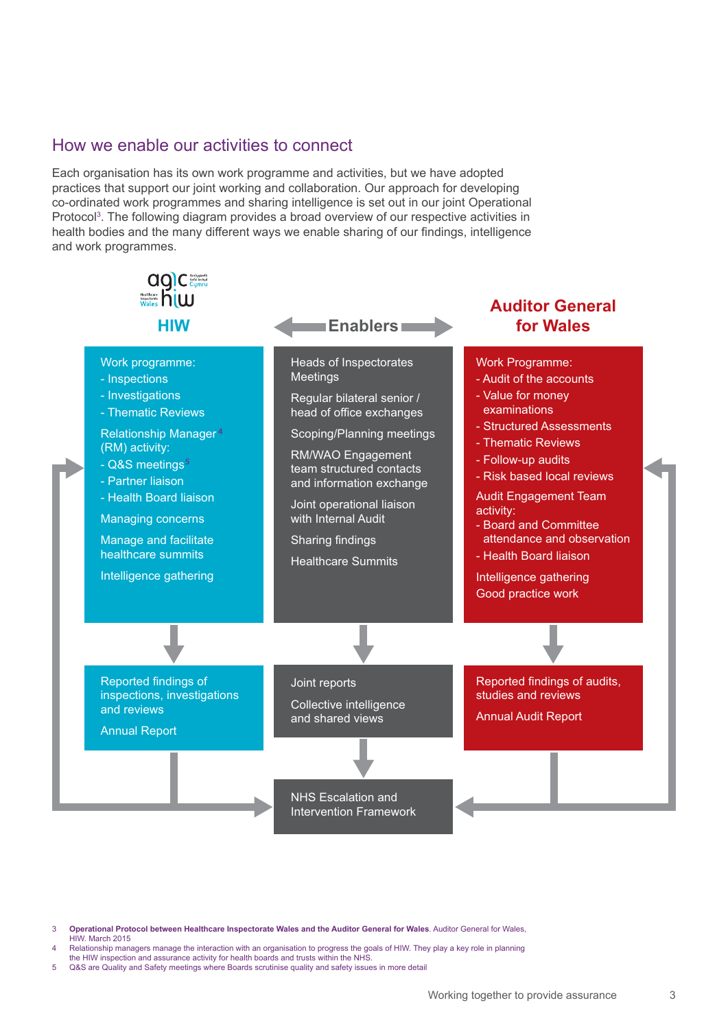## How we enable our activities to connect

Each organisation has its own work programme and activities, but we have adopted practices that support our joint working and collaboration. Our approach for developing co-ordinated work programmes and sharing intelligence is set out in our joint Operational Protocol[3]. The following diagram provides a broad overview of our respective activities in health bodies and the many different ways we enable sharing of our findings, intelligence and work programmes.

**HIW**

Work programme:
- Inspections
- Investigations
- Thematic Reviews

Relationship Manager[4] (RM) activity:
- Q&S meetings[5]
- Partner liaison
- Health Board liaison

Managing concerns

Manage and facilitate healthcare summits

Intelligence gathering

↓

Reported findings of inspections, investigations and reviews

Annual Report

**Enablers**

Heads of Inspectorates Meetings

Regular bilateral senior / head of office exchanges

Scoping/Planning meetings

RM/WAO Engagement team structured contacts and information exchange

Joint operational liaison with Internal Audit

Sharing findings

Healthcare Summits

↓

Joint reports

Collective intelligence and shared views

↓

NHS Escalation and Intervention Framework

**Auditor General for Wales**

Work Programme:
- Audit of the accounts
- Value for money examinations
- Structured Assessments
- Thematic Reviews
- Follow-up audits
- Risk based local reviews

Audit Engagement Team activity:
- Board and Committee attendance and observation
- Health Board liaison

Intelligence gathering

Good practice work

↓

Reported findings of audits, studies and reviews

Annual Audit Report

---

3 **Operational Protocol between Healthcare Inspectorate Wales and the Auditor General for Wales**. Auditor General for Wales, HIW. March 2015

4 Relationship managers manage the interaction with an organisation to progress the goals of HIW. They play a key role in planning the HIW inspection and assurance activity for health boards and trusts within the NHS.

5 Q&S are Quality and Safety meetings where Boards scrutinise quality and safety issues in more detail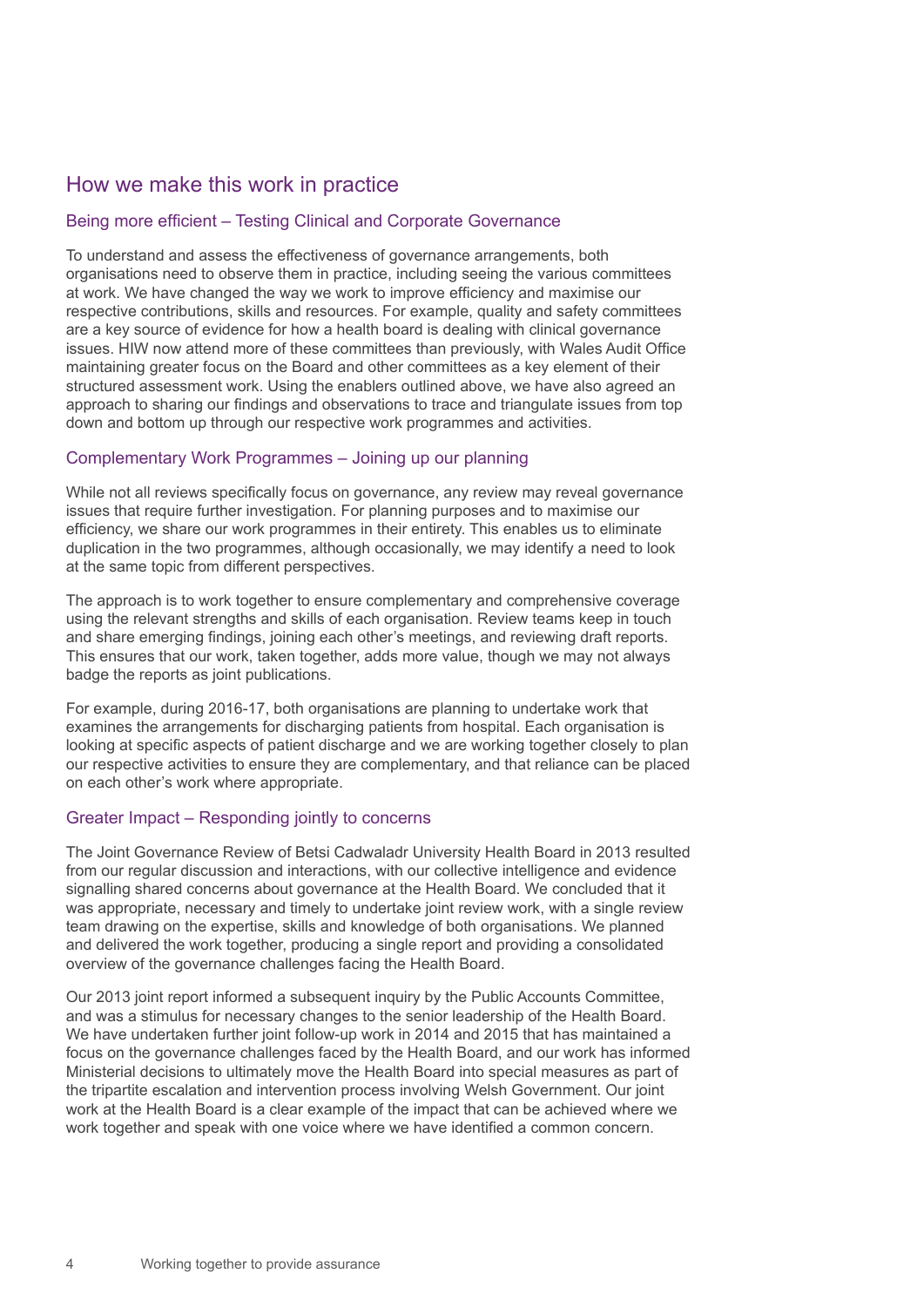## How we make this work in practice

### Being more efficient – Testing Clinical and Corporate Governance

To understand and assess the effectiveness of governance arrangements, both organisations need to observe them in practice, including seeing the various committees at work. We have changed the way we work to improve efficiency and maximise our respective contributions, skills and resources. For example, quality and safety committees are a key source of evidence for how a health board is dealing with clinical governance issues. HIW now attend more of these committees than previously, with Wales Audit Office maintaining greater focus on the Board and other committees as a key element of their structured assessment work. Using the enablers outlined above, we have also agreed an approach to sharing our findings and observations to trace and triangulate issues from top down and bottom up through our respective work programmes and activities.

### Complementary Work Programmes – Joining up our planning

While not all reviews specifically focus on governance, any review may reveal governance issues that require further investigation. For planning purposes and to maximise our efficiency, we share our work programmes in their entirety. This enables us to eliminate duplication in the two programmes, although occasionally, we may identify a need to look at the same topic from different perspectives.

The approach is to work together to ensure complementary and comprehensive coverage using the relevant strengths and skills of each organisation. Review teams keep in touch and share emerging findings, joining each other's meetings, and reviewing draft reports. This ensures that our work, taken together, adds more value, though we may not always badge the reports as joint publications.

For example, during 2016-17, both organisations are planning to undertake work that examines the arrangements for discharging patients from hospital. Each organisation is looking at specific aspects of patient discharge and we are working together closely to plan our respective activities to ensure they are complementary, and that reliance can be placed on each other's work where appropriate.

### Greater Impact – Responding jointly to concerns

The Joint Governance Review of Betsi Cadwaladr University Health Board in 2013 resulted from our regular discussion and interactions, with our collective intelligence and evidence signalling shared concerns about governance at the Health Board. We concluded that it was appropriate, necessary and timely to undertake joint review work, with a single review team drawing on the expertise, skills and knowledge of both organisations. We planned and delivered the work together, producing a single report and providing a consolidated overview of the governance challenges facing the Health Board.

Our 2013 joint report informed a subsequent inquiry by the Public Accounts Committee, and was a stimulus for necessary changes to the senior leadership of the Health Board. We have undertaken further joint follow-up work in 2014 and 2015 that has maintained a focus on the governance challenges faced by the Health Board, and our work has informed Ministerial decisions to ultimately move the Health Board into special measures as part of the tripartite escalation and intervention process involving Welsh Government. Our joint work at the Health Board is a clear example of the impact that can be achieved where we work together and speak with one voice where we have identified a common concern.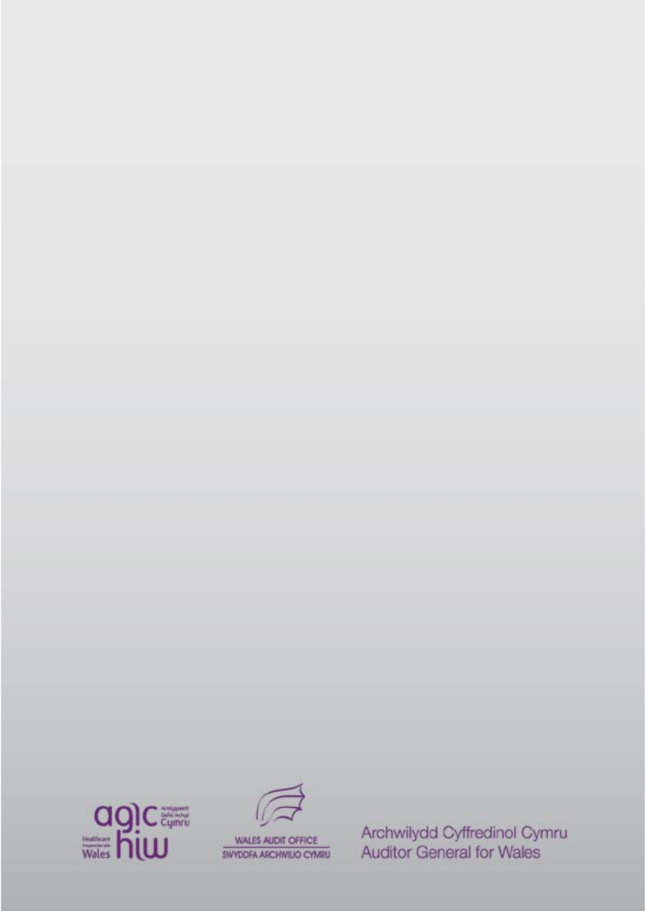agic Arolygiaeth Gofal Iechyd Cymru

Healthcare Inspectorate Wales hiw

WALES AUDIT OFFICE

SWYDDFA ARCHWILIO CYMRU

Archwilydd Cyffredinol Cymru

Auditor General for Wales